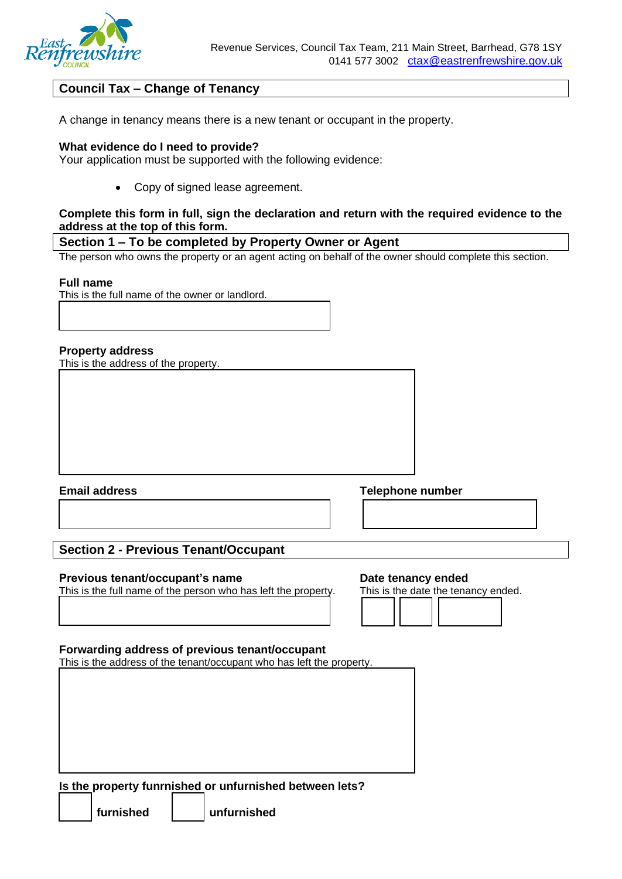Revenue Services, Council Tax Team, 211 Main Street, Barrhead, G78 1SY
0141 577 3002 ctax@eastrenfrewshire.gov.uk

## Council Tax – Change of Tenancy

A change in tenancy means there is a new tenant or occupant in the property.

**What evidence do I need to provide?**
Your application must be supported with the following evidence:

- Copy of signed lease agreement.

**Complete this form in full, sign the declaration and return with the required evidence to the address at the top of this form.**

## Section 1 – To be completed by Property Owner or Agent

The person who owns the property or an agent acting on behalf of the owner should complete this section.

**Full name**
This is the full name of the owner or landlord.

**Property address**
This is the address of the property.

**Email address**

**Telephone number**

## Section 2 - Previous Tenant/Occupant

**Previous tenant/occupant's name**
This is the full name of the person who has left the property.

**Date tenancy ended**
This is the date the tenancy ended.

**Forwarding address of previous tenant/occupant**
This is the address of the tenant/occupant who has left the property.

**Is the property funrnished or unfurnished between lets?**

☐ **furnished** ☐ **unfurnished**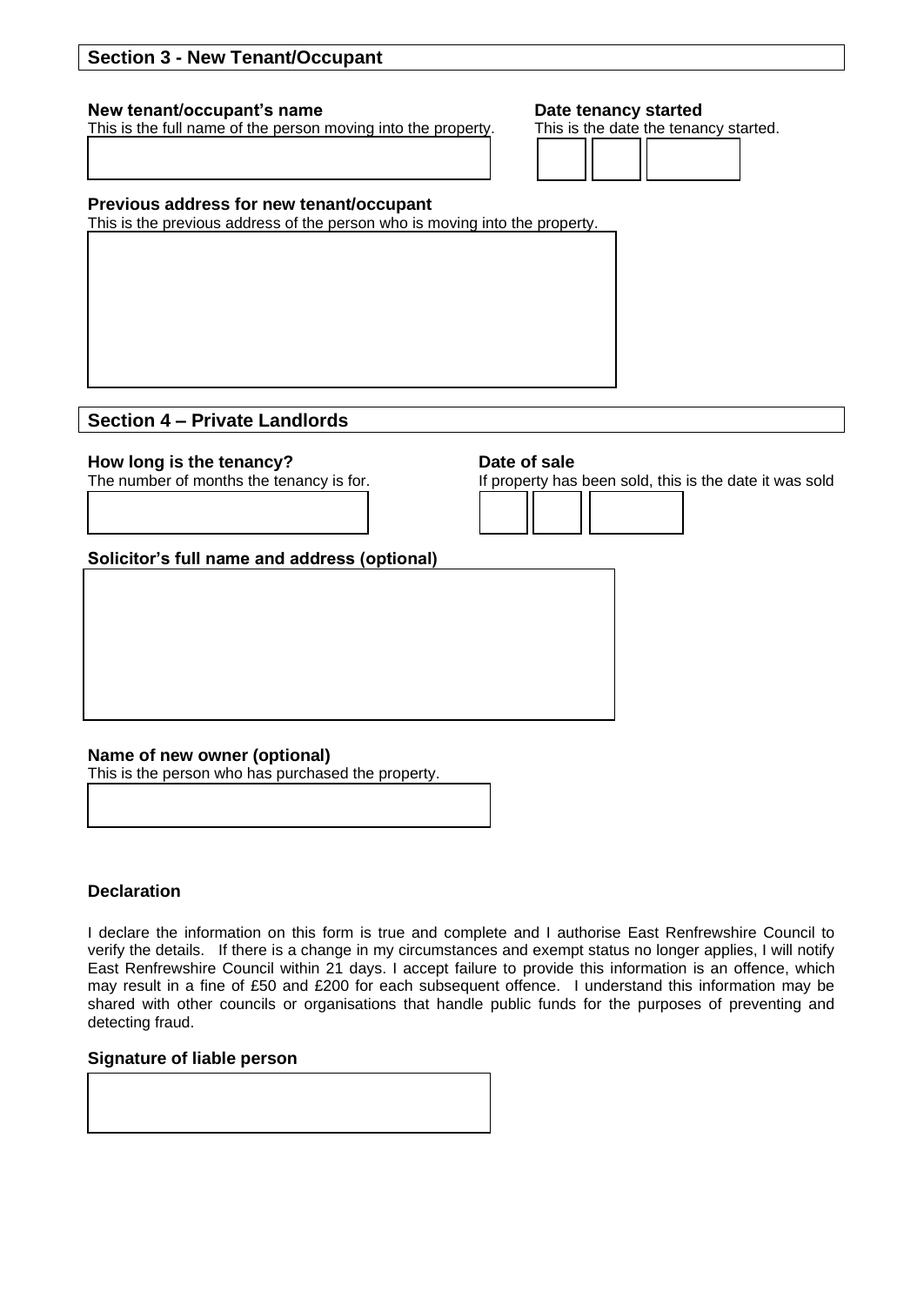## Section 3 - New Tenant/Occupant

**New tenant/occupant's name**
This is the full name of the person moving into the property.

**Date tenancy started**
This is the date the tenancy started.

**Previous address for new tenant/occupant**
This is the previous address of the person who is moving into the property.

## Section 4 – Private Landlords

**How long is the tenancy?**
The number of months the tenancy is for.

**Date of sale**
If property has been sold, this is the date it was sold

**Solicitor's full name and address (optional)**

**Name of new owner (optional)**
This is the person who has purchased the property.

**Declaration**

I declare the information on this form is true and complete and I authorise East Renfrewshire Council to verify the details. If there is a change in my circumstances and exempt status no longer applies, I will notify East Renfrewshire Council within 21 days. I accept failure to provide this information is an offence, which may result in a fine of £50 and £200 for each subsequent offence. I understand this information may be shared with other councils or organisations that handle public funds for the purposes of preventing and detecting fraud.

**Signature of liable person**